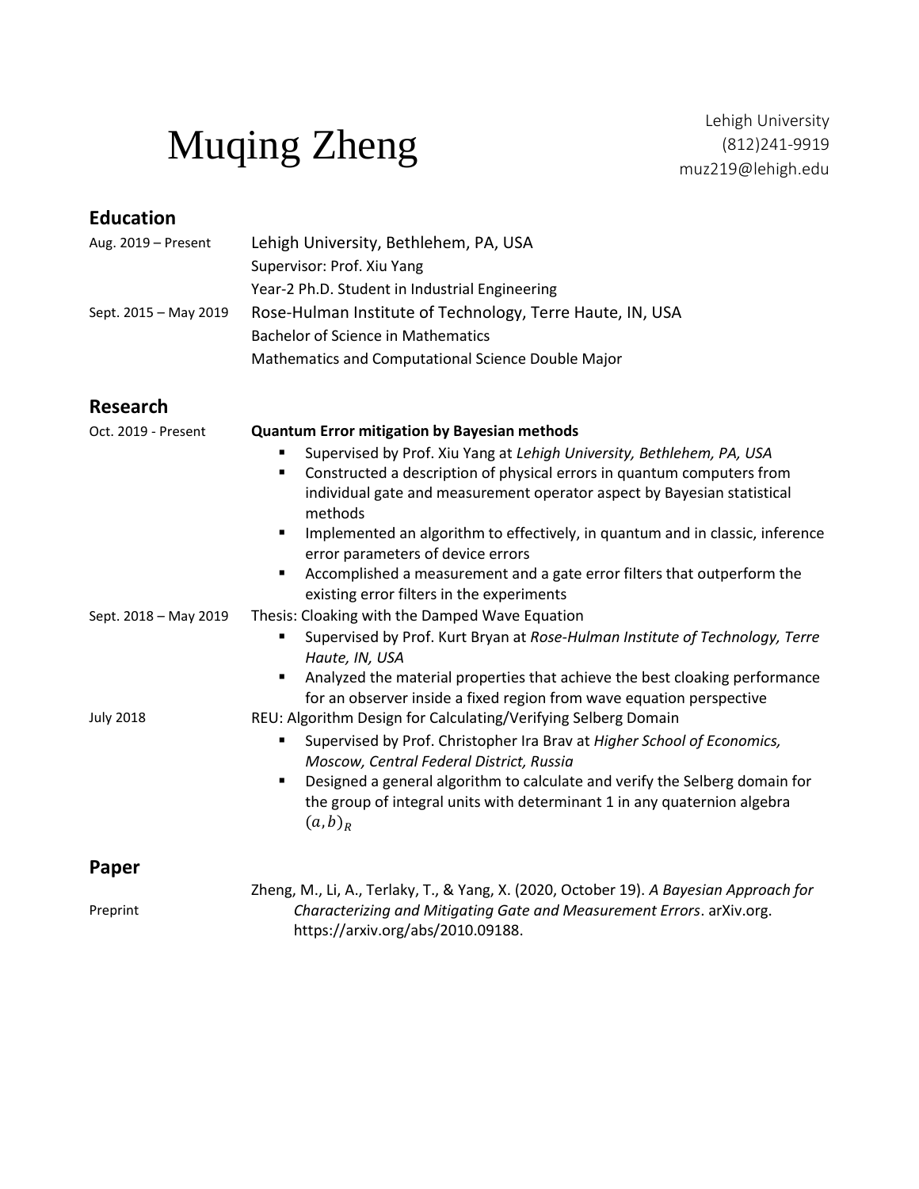# Muqing Zheng

Lehigh University
(812)241-9919
muz219@lehigh.edu

## Education

Aug. 2019 – Present — Lehigh University, Bethlehem, PA, USA
Supervisor: Prof. Xiu Yang
Year-2 Ph.D. Student in Industrial Engineering

Sept. 2015 – May 2019 — Rose-Hulman Institute of Technology, Terre Haute, IN, USA
Bachelor of Science in Mathematics
Mathematics and Computational Science Double Major

## Research

Oct. 2019 - Present — **Quantum Error mitigation by Bayesian methods**

- Supervised by Prof. Xiu Yang at *Lehigh University, Bethlehem, PA, USA*
- Constructed a description of physical errors in quantum computers from individual gate and measurement operator aspect by Bayesian statistical methods
- Implemented an algorithm to effectively, in quantum and in classic, inference error parameters of device errors
- Accomplished a measurement and a gate error filters that outperform the existing error filters in the experiments

Sept. 2018 – May 2019 — Thesis: Cloaking with the Damped Wave Equation

- Supervised by Prof. Kurt Bryan at *Rose-Hulman Institute of Technology, Terre Haute, IN, USA*
- Analyzed the material properties that achieve the best cloaking performance for an observer inside a fixed region from wave equation perspective

July 2018 — REU: Algorithm Design for Calculating/Verifying Selberg Domain

- Supervised by Prof. Christopher Ira Brav at *Higher School of Economics, Moscow, Central Federal District, Russia*
- Designed a general algorithm to calculate and verify the Selberg domain for the group of integral units with determinant 1 in any quaternion algebra $(a,b)_R$

## Paper

Preprint — Zheng, M., Li, A., Terlaky, T., & Yang, X. (2020, October 19). *A Bayesian Approach for Characterizing and Mitigating Gate and Measurement Errors*. arXiv.org. https://arxiv.org/abs/2010.09188.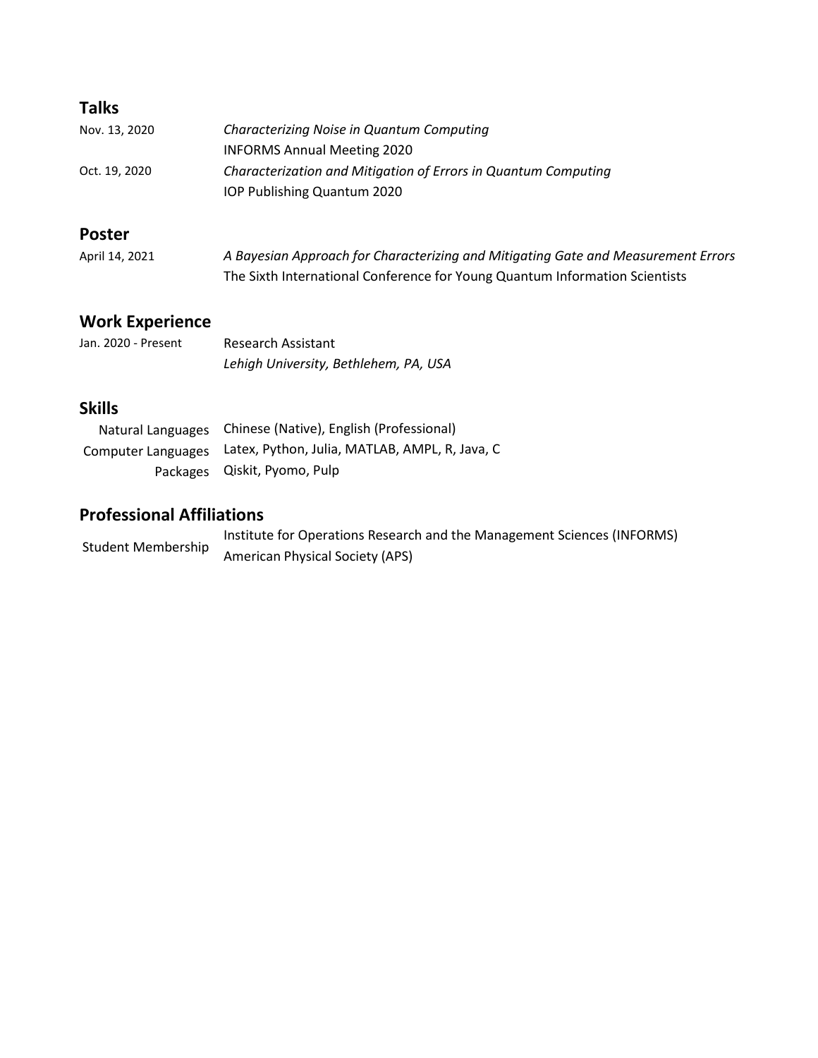## Talks

Nov. 13, 2020 — *Characterizing Noise in Quantum Computing*
INFORMS Annual Meeting 2020

Oct. 19, 2020 — *Characterization and Mitigation of Errors in Quantum Computing*
IOP Publishing Quantum 2020

## Poster

April 14, 2021 — *A Bayesian Approach for Characterizing and Mitigating Gate and Measurement Errors*
The Sixth International Conference for Young Quantum Information Scientists

## Work Experience

Jan. 2020 - Present — Research Assistant
*Lehigh University, Bethlehem, PA, USA*

## Skills

| | |
|---|---|
| Natural Languages | Chinese (Native), English (Professional) |
| Computer Languages | Latex, Python, Julia, MATLAB, AMPL, R, Java, C |
| Packages | Qiskit, Pyomo, Pulp |

## Professional Affiliations

Student Membership
- Institute for Operations Research and the Management Sciences (INFORMS)
- American Physical Society (APS)